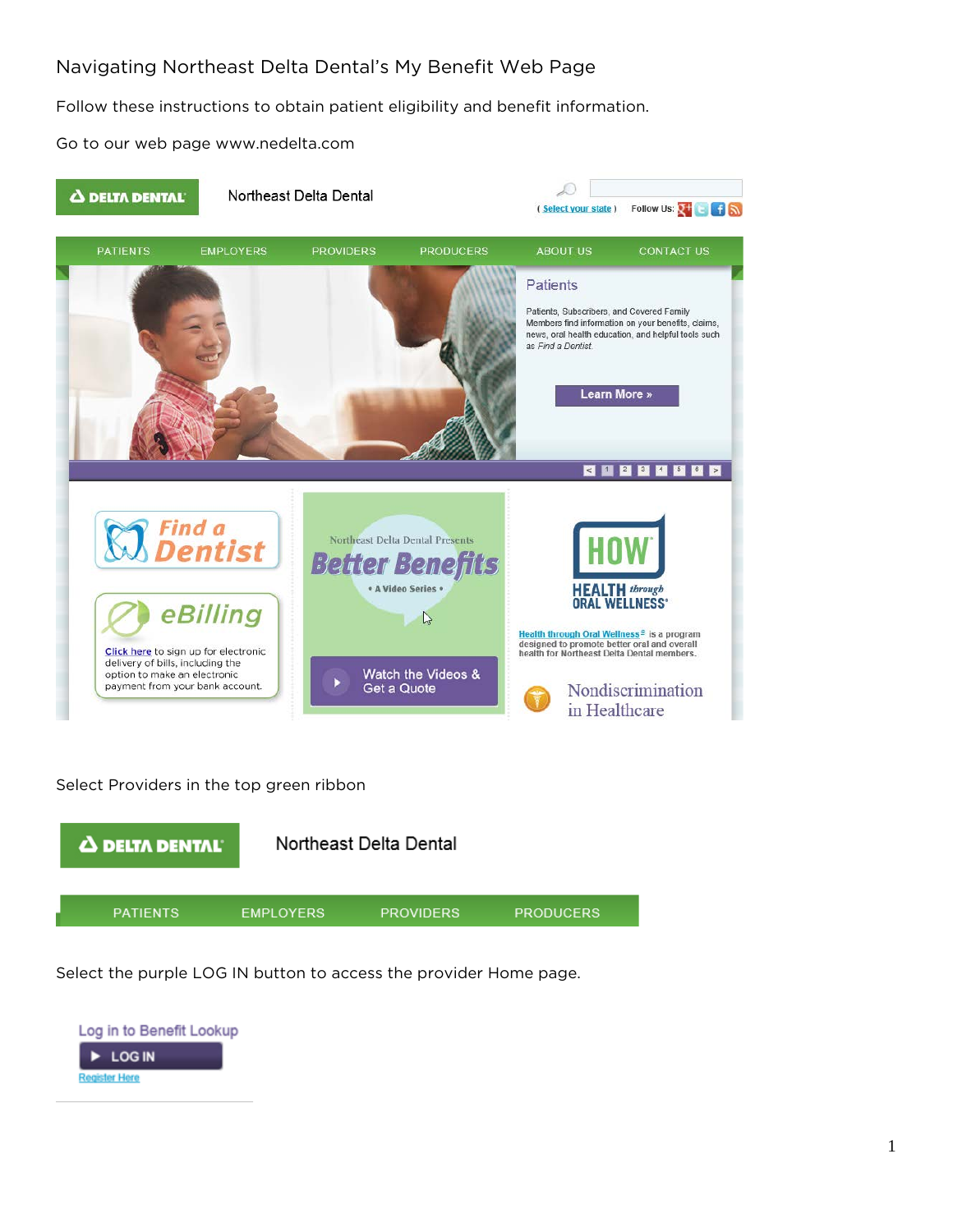# Navigating Northeast Delta Dental's My Benefit Web Page

Follow these instructions to obtain patient eligibility and benefit information.

Go to our web page www.nedelta.com

Select Providers in the top green ribbon

Select the purple LOG IN button to access the provider Home page.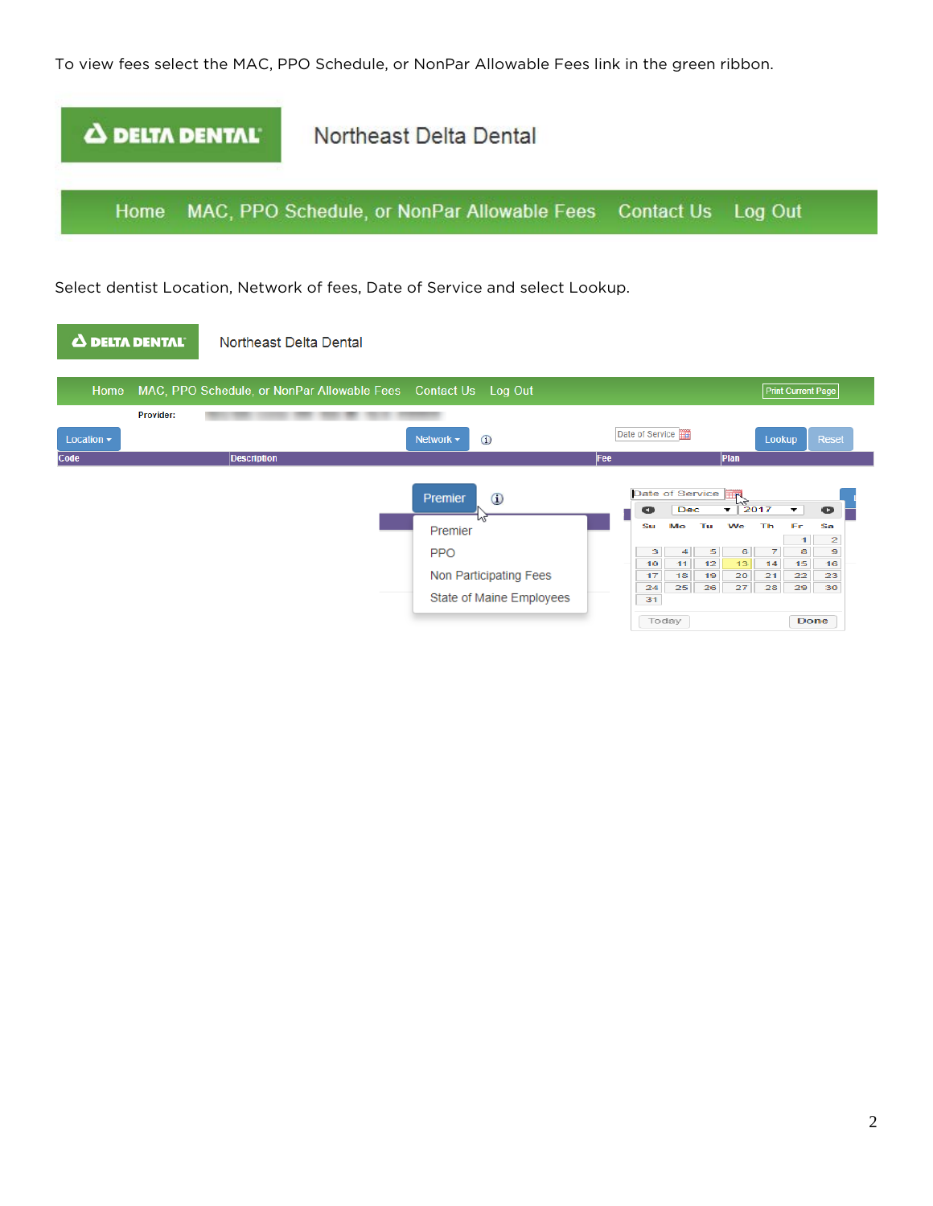To view fees select the MAC, PPO Schedule, or NonPar Allowable Fees link in the green ribbon.

Select dentist Location, Network of fees, Date of Service and select Lookup.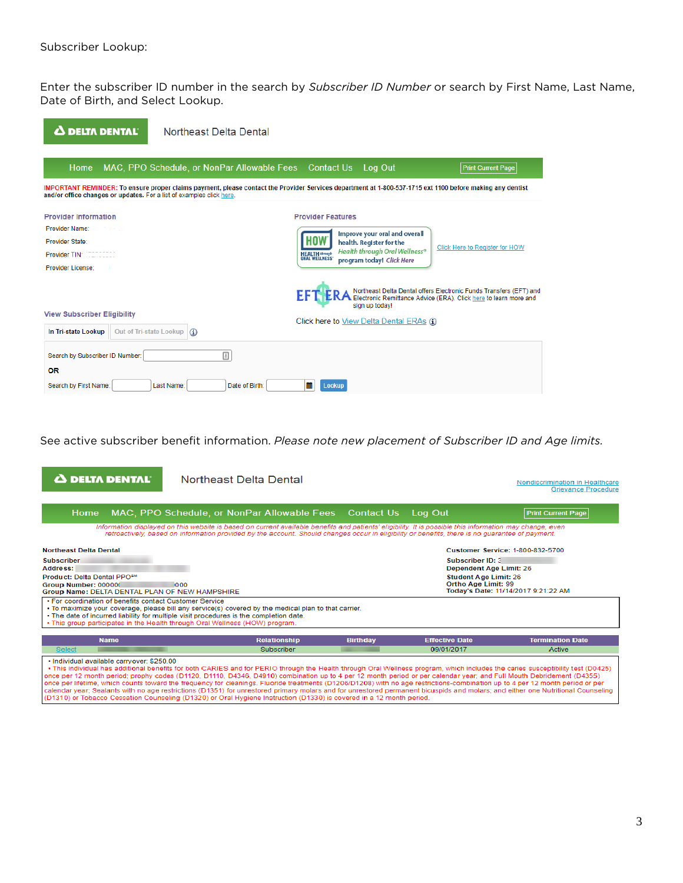Subscriber Lookup:

Enter the subscriber ID number in the search by *Subscriber ID Number* or search by First Name, Last Name, Date of Birth, and Select Lookup.

DELTA DENTAL — Northeast Delta Dental

Home | MAC, PPO Schedule, or NonPar Allowable Fees | Contact Us | Log Out | Print Current Page

IMPORTANT REMINDER: To ensure proper claims payment, please contact the Provider Services department at 1-800-537-1715 ext 1100 before making any dentist and/or office changes or updates. For a list of examples click here.

**Provider Information**

Provider Name:
Provider State:
Provider TIN:
Provider License:

**Provider Features**

HOW — Improve your oral and overall health. Register for the Health through Oral Wellness® program today! Click Here

Click Here to Register for HOW

EFT ERA — Northeast Delta Dental offers Electronic Funds Transfers (EFT) and Electronic Remittance Advice (ERA). Click here to learn more and sign up today!

Click here to View Delta Dental ERAs

**View Subscriber Eligibility**

In Tri-state Lookup | Out of Tri-state Lookup

Search by Subscriber ID Number:

OR

Search by First Name: Last Name: Date of Birth: Lookup

See active subscriber benefit information. *Please note new placement of Subscriber ID and Age limits.*

DELTA DENTAL — Northeast Delta Dental

Nondiscrimination in Healthcare
Grievance Procedure

Home | MAC, PPO Schedule, or NonPar Allowable Fees | Contact Us | Log Out | Print Current Page

Information displayed on this website is based on current available benefits and patients' eligibility. It is possible this information may change, even retroactively, based on information provided by the account. Should changes occur in eligibility or benefits, there is no guarantee of payment.

**Northeast Delta Dental**
**Subscriber:**
**Address:**
**Product:** Delta Dental PPO℠
**Group Number:** 000000
**Group Name:** DELTA DENTAL PLAN OF NEW HAMPSHIRE

**Customer Service:** 1-800-832-5700
**Subscriber ID:**
**Dependent Age Limit:** 26
**Student Age Limit:** 26
**Ortho Age Limit:** 99
**Today's Date:** 11/14/2017 9:21:22 AM

- For coordination of benefits contact Customer Service
- To maximize your coverage, please bill any service(s) covered by the medical plan to that carrier.
- The date of incurred liability for multiple visit procedures is the completion date.
- This group participates in the Health through Oral Wellness (HOW) program.

| | Name | Relationship | Birthday | Effective Date | Termination Date |
|---|---|---|---|---|---|
| Select | | Subscriber | | 09/01/2017 | Active |

- Individual available carryover: $250.00
- This individual has additional benefits for both CARIES and for PERIO through the Health through Oral Wellness program, which includes the caries susceptibility test (D0425) once per 12 month period; prophy codes (D1120, D1110, D4346, D4910) combination up to 4 per 12 month period or per calendar year; and Full Mouth Debridement (D4355) once per lifetime, which counts toward the frequency for cleanings. Fluoride treatments (D1206/D1208) with no age restrictions-combination up to 4 per 12 month period or per calendar year; Sealants with no age restrictions (D1351) for unrestored primary molars and for unrestored permanent bicuspids and molars; and either one Nutritional Counseling (D1310) or Tobacco Cessation Counseling (D1320) or Oral Hygiene Instruction (D1330) is covered in a 12 month period.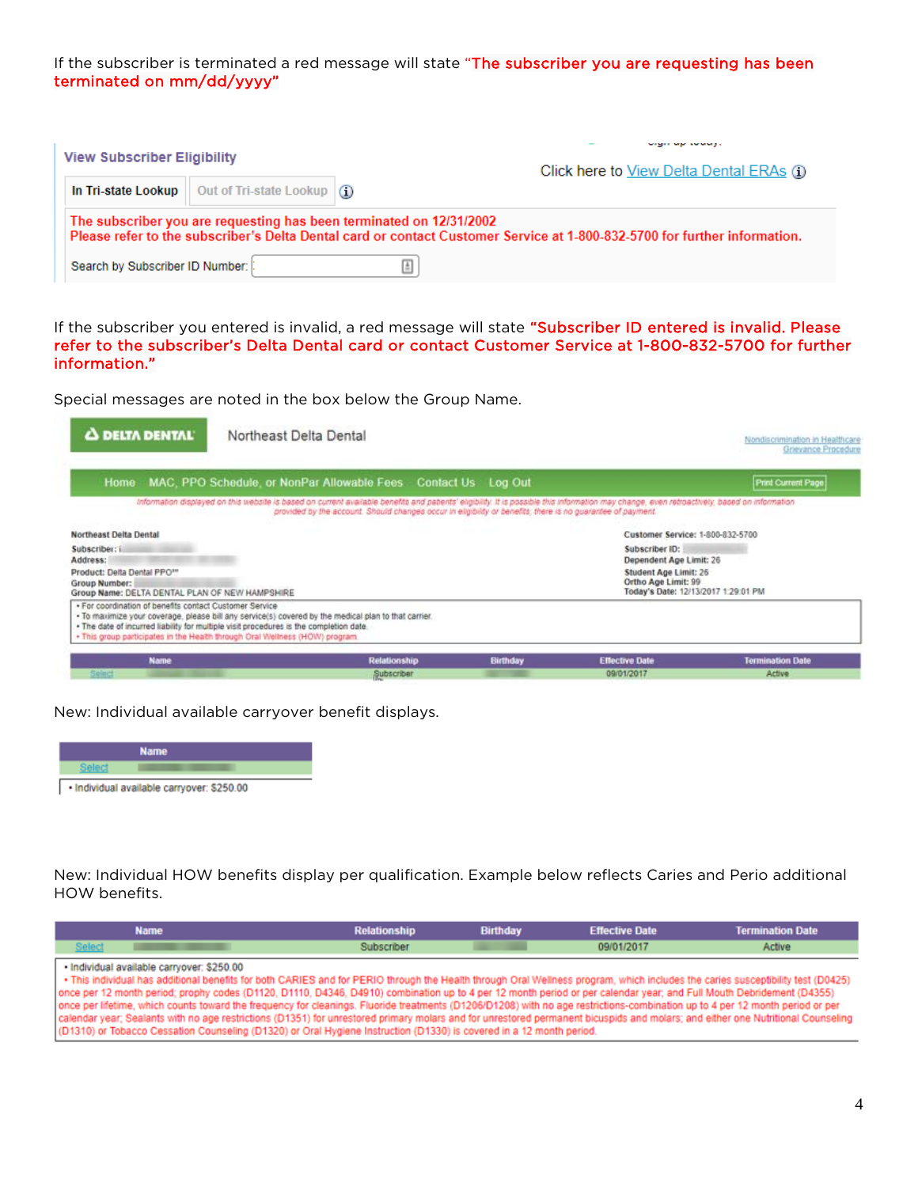If the subscriber is terminated a red message will state **"The subscriber you are requesting has been terminated on mm/dd/yyyy"**

**View Subscriber Eligibility**

Click here to View Delta Dental ERAs

In Tri-state Lookup | Out of Tri-state Lookup

**The subscriber you are requesting has been terminated on 12/31/2002**
**Please refer to the subscriber's Delta Dental card or contact Customer Service at 1-800-832-5700 for further information.**

Search by Subscriber ID Number:

If the subscriber you entered is invalid, a red message will state **"Subscriber ID entered is invalid. Please refer to the subscriber's Delta Dental card or contact Customer Service at 1-800-832-5700 for further information."**

Special messages are noted in the box below the Group Name.

DELTA DENTAL — Northeast Delta Dental

Nondiscrimination in Healthcare
Grievance Procedure

Home | MAC, PPO Schedule, or NonPar Allowable Fees | Contact Us | Log Out | Print Current Page

*Information displayed on this website is based on current available benefits and patients' eligibility. It is possible this information may change, even retroactively, based on information provided by the account. Should changes occur in eligibility or benefits, there is no guarantee of payment.*

**Northeast Delta Dental**
**Subscriber:**
**Address:**
**Product:** Delta Dental PPO℠
**Group Number:**
**Group Name:** DELTA DENTAL PLAN OF NEW HAMPSHIRE

**Customer Service:** 1-800-832-5700
**Subscriber ID:**
**Dependent Age Limit:** 26
**Student Age Limit:** 26
**Ortho Age Limit:** 99
**Today's Date:** 12/13/2017 1:29:01 PM

- For coordination of benefits contact Customer Service
- To maximize your coverage, please bill any service(s) covered by the medical plan to that carrier.
- The date of incurred liability for multiple visit procedures is the completion date.
- This group participates in the Health through Oral Wellness (HOW) program.

| Name | Relationship | Birthday | Effective Date | Termination Date |
|---|---|---|---|---|
| Select | Subscriber | | 09/01/2017 | Active |

New: Individual available carryover benefit displays.

| Name |
|---|
| Select |

- Individual available carryover: $250.00

New: Individual HOW benefits display per qualification. Example below reflects Caries and Perio additional HOW benefits.

| Name | Relationship | Birthday | Effective Date | Termination Date |
|---|---|---|---|---|
| Select | Subscriber | | 09/01/2017 | Active |

- Individual available carryover: $250.00
- This individual has additional benefits for both CARIES and for PERIO through the Health through Oral Wellness program, which includes the caries susceptibility test (D0425) once per 12 month period; prophy codes (D1120, D1110, D4346, D4910) combination up to 4 per 12 month period or per calendar year; and Full Mouth Debridement (D4355) once per lifetime, which counts toward the frequency for cleanings. Fluoride treatments (D1206/D1208) with no age restrictions-combination up to 4 per 12 month period or per calendar year; Sealants with no age restrictions (D1351) for unrestored primary molars and for unrestored permanent bicuspids and molars; and either one Nutritional Counseling (D1310) or Tobacco Cessation Counseling (D1320) or Oral Hygiene Instruction (D1330) is covered in a 12 month period.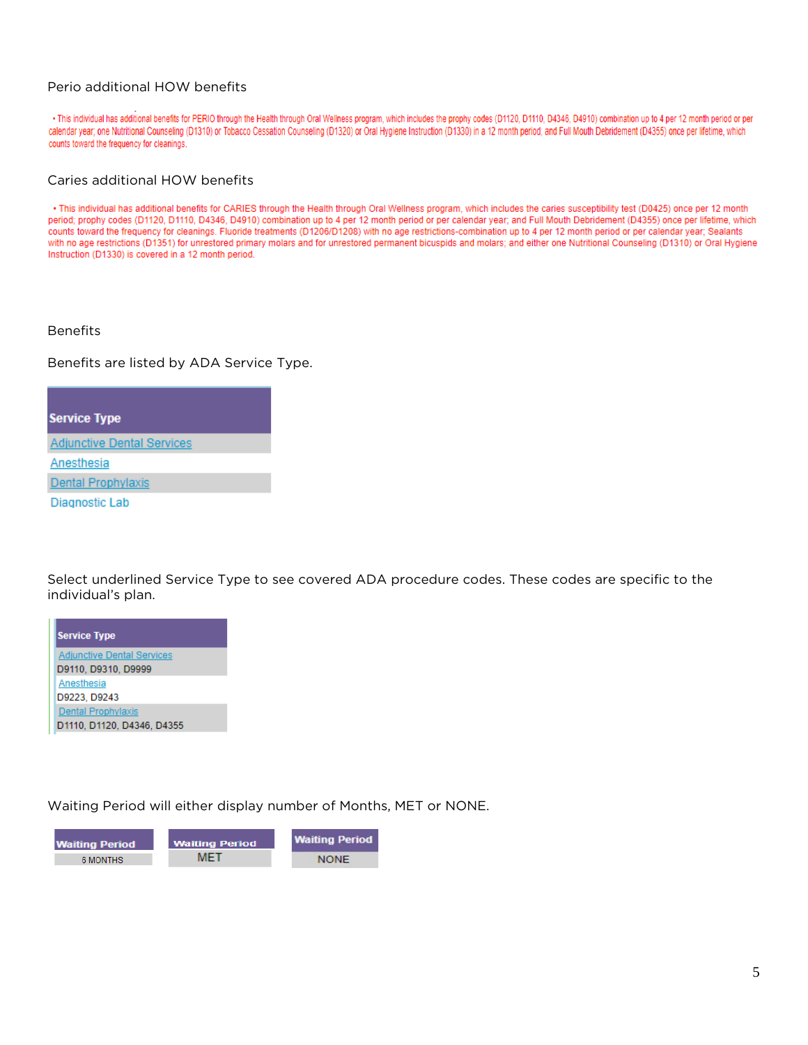Perio additional HOW benefits

• This individual has additional benefits for PERIO through the Health through Oral Wellness program, which includes the prophy codes (D1120, D1110, D4346, D4910) combination up to 4 per 12 month period or per calendar year; one Nutritional Counseling (D1310) or Tobacco Cessation Counseling (D1320) or Oral Hygiene Instruction (D1330) in a 12 month period; and Full Mouth Debridement (D4355) once per lifetime, which counts toward the frequency for cleanings.

Caries additional HOW benefits

• This individual has additional benefits for CARIES through the Health through Oral Wellness program, which includes the caries susceptibility test (D0425) once per 12 month period; prophy codes (D1120, D1110, D4346, D4910) combination up to 4 per 12 month period or per calendar year; and Full Mouth Debridement (D4355) once per lifetime, which counts toward the frequency for cleanings. Fluoride treatments (D1206/D1208) with no age restrictions-combination up to 4 per 12 month period or per calendar year; Sealants with no age restrictions (D1351) for unrestored primary molars and for unrestored permanent bicuspids and molars; and either one Nutritional Counseling (D1310) or Oral Hygiene Instruction (D1330) is covered in a 12 month period.

Benefits

Benefits are listed by ADA Service Type.

| Service Type |
|---|
| Adjunctive Dental Services |
| Anesthesia |
| Dental Prophylaxis |
| Diagnostic Lab |

Select underlined Service Type to see covered ADA procedure codes. These codes are specific to the individual's plan.

| Service Type |
|---|
| Adjunctive Dental Services |
| D9110, D9310, D9999 |
| Anesthesia |
| D9223, D9243 |
| Dental Prophylaxis |
| D1110, D1120, D4346, D4355 |

Waiting Period will either display number of Months, MET or NONE.

| Waiting Period |
|---|
| 6 MONTHS |

| Waiting Period |
|---|
| MET |

| Waiting Period |
|---|
| NONE |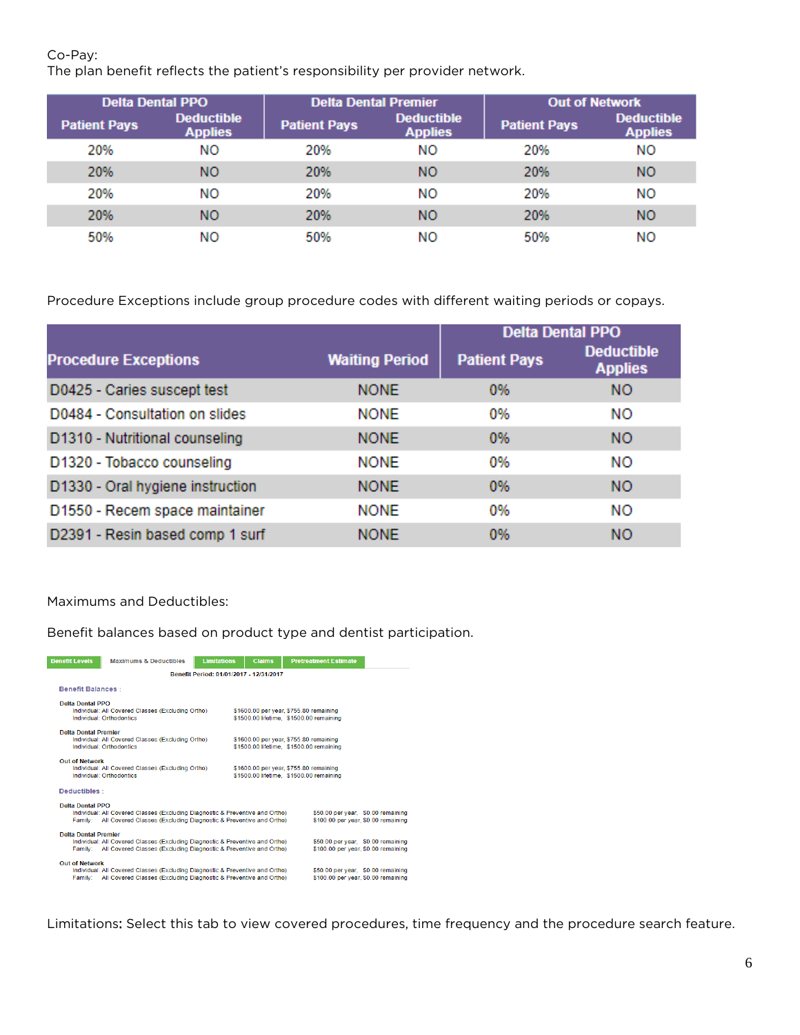Co-Pay:
The plan benefit reflects the patient's responsibility per provider network.

| Delta Dental PPO | | Delta Dental Premier | | Out of Network | |
|---|---|---|---|---|---|
| Patient Pays | Deductible Applies | Patient Pays | Deductible Applies | Patient Pays | Deductible Applies |
| 20% | NO | 20% | NO | 20% | NO |
| 20% | NO | 20% | NO | 20% | NO |
| 20% | NO | 20% | NO | 20% | NO |
| 20% | NO | 20% | NO | 20% | NO |
| 50% | NO | 50% | NO | 50% | NO |

Procedure Exceptions include group procedure codes with different waiting periods or copays.

| Procedure Exceptions | Waiting Period | Delta Dental PPO | |
|---|---|---|---|
| | | Patient Pays | Deductible Applies |
| D0425 - Caries suscept test | NONE | 0% | NO |
| D0484 - Consultation on slides | NONE | 0% | NO |
| D1310 - Nutritional counseling | NONE | 0% | NO |
| D1320 - Tobacco counseling | NONE | 0% | NO |
| D1330 - Oral hygiene instruction | NONE | 0% | NO |
| D1550 - Recem space maintainer | NONE | 0% | NO |
| D2391 - Resin based comp 1 surf | NONE | 0% | NO |

Maximums and Deductibles:

Benefit balances based on product type and dentist participation.

Benefit Levels | Maximums & Deductibles | Limitations | Claims | Pretreatment Estimate

Benefit Period: 01/01/2017 - 12/31/2017

**Benefit Balances :**

Delta Dental PPO
- Individual: All Covered Classes (Excluding Ortho) — $1600.00 per year, $755.80 remaining
- Individual: Orthodontics — $1500.00 lifetime, $1500.00 remaining

Delta Dental Premier
- Individual: All Covered Classes (Excluding Ortho) — $1600.00 per year, $755.80 remaining
- Individual: Orthodontics — $1500.00 lifetime, $1500.00 remaining

Out of Network
- Individual: All Covered Classes (Excluding Ortho) — $1600.00 per year, $755.80 remaining
- Individual: Orthodontics — $1500.00 lifetime, $1500.00 remaining

**Deductibles :**

Delta Dental PPO
- Individual: All Covered Classes (Excluding Diagnostic & Preventive and Ortho) — $50.00 per year, $0.00 remaining
- Family: All Covered Classes (Excluding Diagnostic & Preventive and Ortho) — $100.00 per year, $0.00 remaining

Delta Dental Premier
- Individual: All Covered Classes (Excluding Diagnostic & Preventive and Ortho) — $50.00 per year, $0.00 remaining
- Family: All Covered Classes (Excluding Diagnostic & Preventive and Ortho) — $100.00 per year, $0.00 remaining

Out of Network
- Individual: All Covered Classes (Excluding Diagnostic & Preventive and Ortho) — $50.00 per year, $0.00 remaining
- Family: All Covered Classes (Excluding Diagnostic & Preventive and Ortho) — $100.00 per year, $0.00 remaining

Limitations**:** Select this tab to view covered procedures, time frequency and the procedure search feature.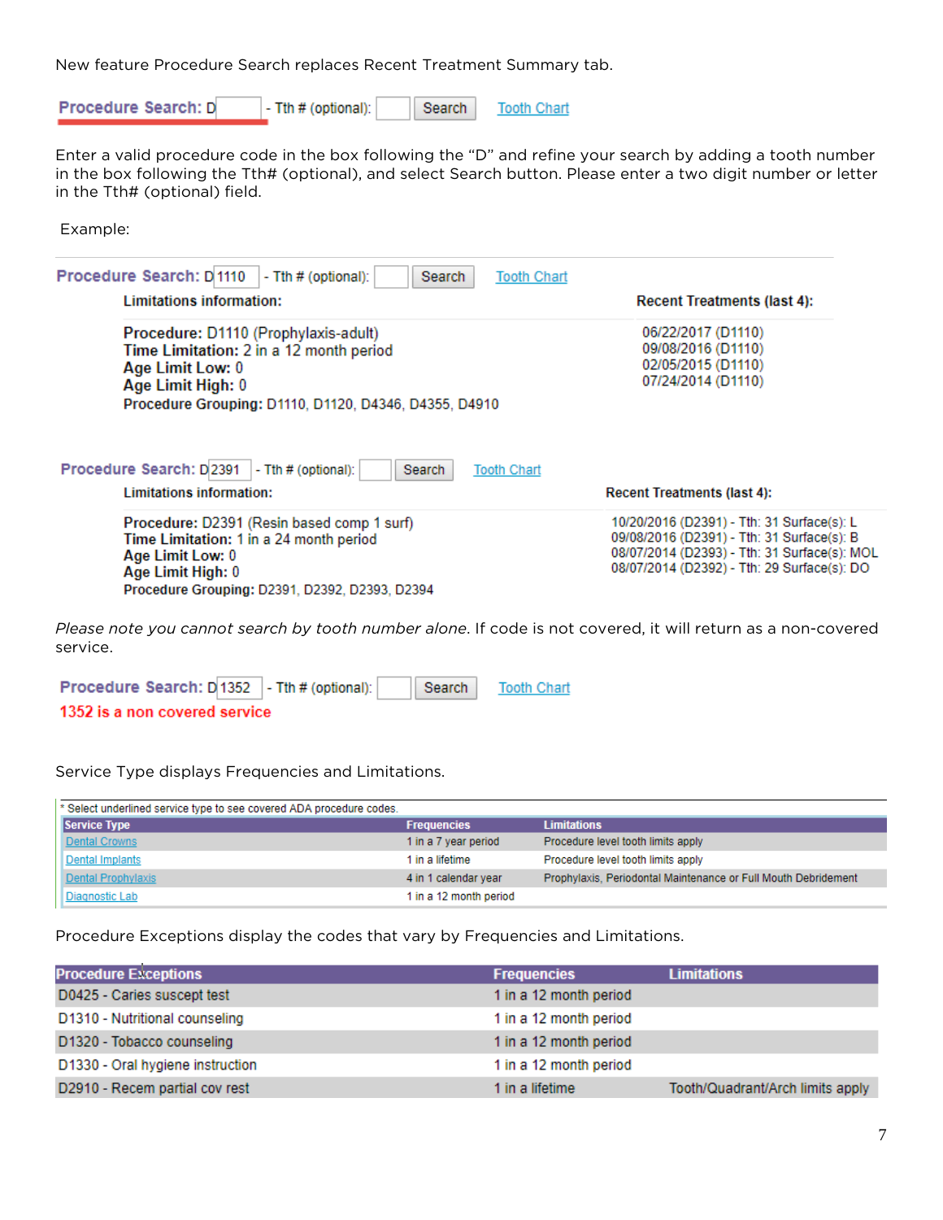New feature Procedure Search replaces Recent Treatment Summary tab.

**Procedure Search:** D[ ] - Tth # (optional): [ ] Search Tooth Chart

Enter a valid procedure code in the box following the "D" and refine your search by adding a tooth number in the box following the Tth# (optional), and select Search button. Please enter a two digit number or letter in the Tth# (optional) field.

Example:

**Procedure Search:** D1110 - Tth # (optional): [ ] Search Tooth Chart

| Limitations information: | Recent Treatments (last 4): |
|---|---|
| **Procedure:** D1110 (Prophylaxis-adult)<br>**Time Limitation:** 2 in a 12 month period<br>**Age Limit Low:** 0<br>**Age Limit High:** 0<br>**Procedure Grouping:** D1110, D1120, D4346, D4355, D4910 | 06/22/2017 (D1110)<br>09/08/2016 (D1110)<br>02/05/2015 (D1110)<br>07/24/2014 (D1110) |

**Procedure Search:** D2391 - Tth # (optional): [ ] Search Tooth Chart

| Limitations information: | Recent Treatments (last 4): |
|---|---|
| **Procedure:** D2391 (Resin based comp 1 surf)<br>**Time Limitation:** 1 in a 24 month period<br>**Age Limit Low:** 0<br>**Age Limit High:** 0<br>**Procedure Grouping:** D2391, D2392, D2393, D2394 | 10/20/2016 (D2391) - Tth: 31 Surface(s): L<br>09/08/2016 (D2391) - Tth: 31 Surface(s): B<br>08/07/2014 (D2393) - Tth: 31 Surface(s): MOL<br>08/07/2014 (D2392) - Tth: 29 Surface(s): DO |

*Please note you cannot search by tooth number alone.* If code is not covered, it will return as a non-covered service.

**Procedure Search:** D1352 - Tth # (optional): [ ] Search Tooth Chart

**1352 is a non covered service**

Service Type displays Frequencies and Limitations.

* Select underlined service type to see covered ADA procedure codes.

| Service Type | Frequencies | Limitations |
|---|---|---|
| Dental Crowns | 1 in a 7 year period | Procedure level tooth limits apply |
| Dental Implants | 1 in a lifetime | Procedure level tooth limits apply |
| Dental Prophylaxis | 4 in 1 calendar year | Prophylaxis, Periodontal Maintenance or Full Mouth Debridement |
| Diagnostic Lab | 1 in a 12 month period | |

Procedure Exceptions display the codes that vary by Frequencies and Limitations.

| Procedure Exceptions | Frequencies | Limitations |
|---|---|---|
| D0425 - Caries suscept test | 1 in a 12 month period | |
| D1310 - Nutritional counseling | 1 in a 12 month period | |
| D1320 - Tobacco counseling | 1 in a 12 month period | |
| D1330 - Oral hygiene instruction | 1 in a 12 month period | |
| D2910 - Recem partial cov rest | 1 in a lifetime | Tooth/Quadrant/Arch limits apply |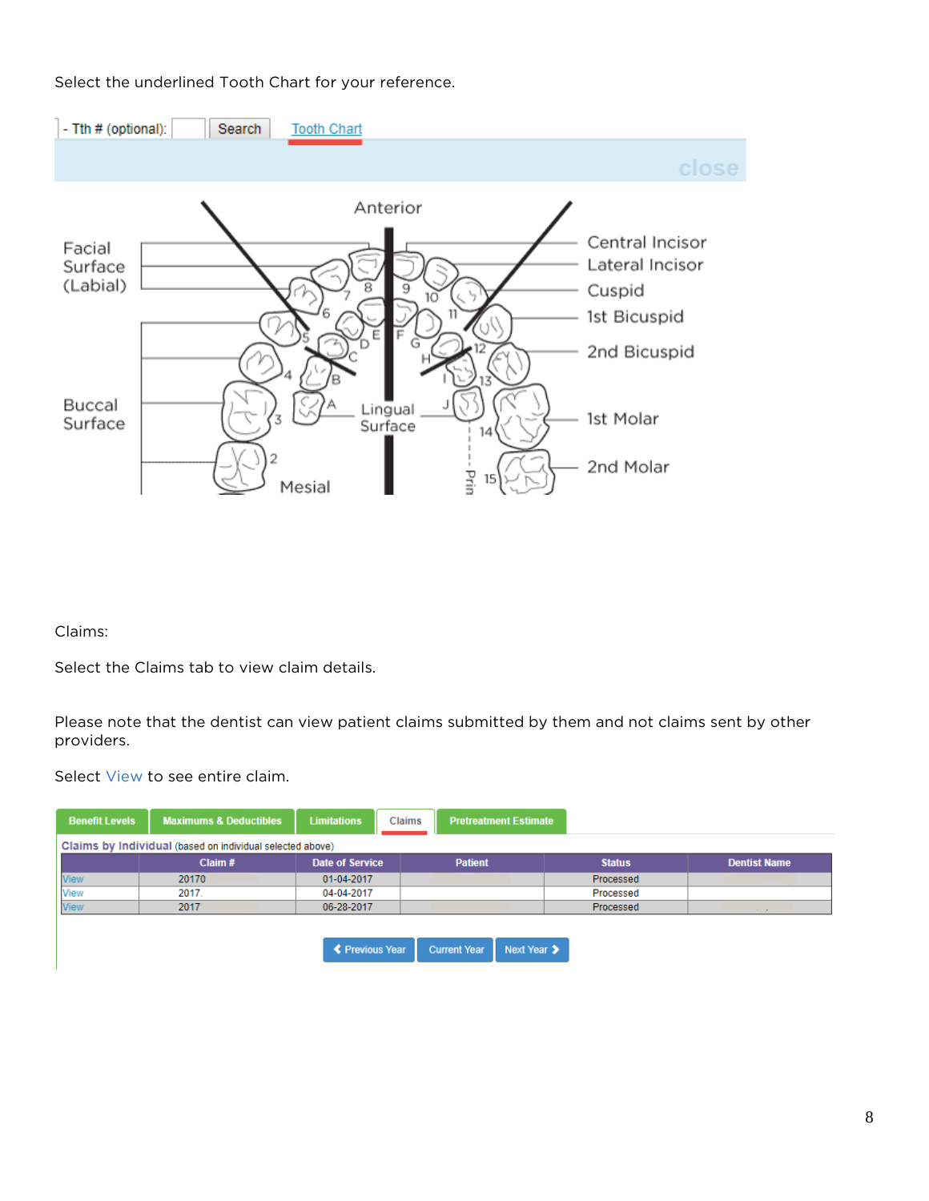Select the underlined Tooth Chart for your reference.

- Tth # (optional): Search Tooth Chart

close

Anterior

Facial Surface (Labial)

Buccal Surface

Lingual Surface

Mesial

Central Incisor

Lateral Incisor

Cuspid

1st Bicuspid

2nd Bicuspid

1st Molar

2nd Molar

Claims:

Select the Claims tab to view claim details.

Please note that the dentist can view patient claims submitted by them and not claims sent by other providers.

Select View to see entire claim.

Benefit Levels | Maximums & Deductibles | Limitations | Claims | Pretreatment Estimate

Claims by Individual (based on individual selected above)

| | Claim # | Date of Service | Patient | Status | Dentist Name |
|---|---|---|---|---|---|
| View | 20170 | 01-04-2017 | | Processed | |
| View | 2017 | 04-04-2017 | | Processed | |
| View | 2017 | 06-28-2017 | | Processed | |

Previous Year | Current Year | Next Year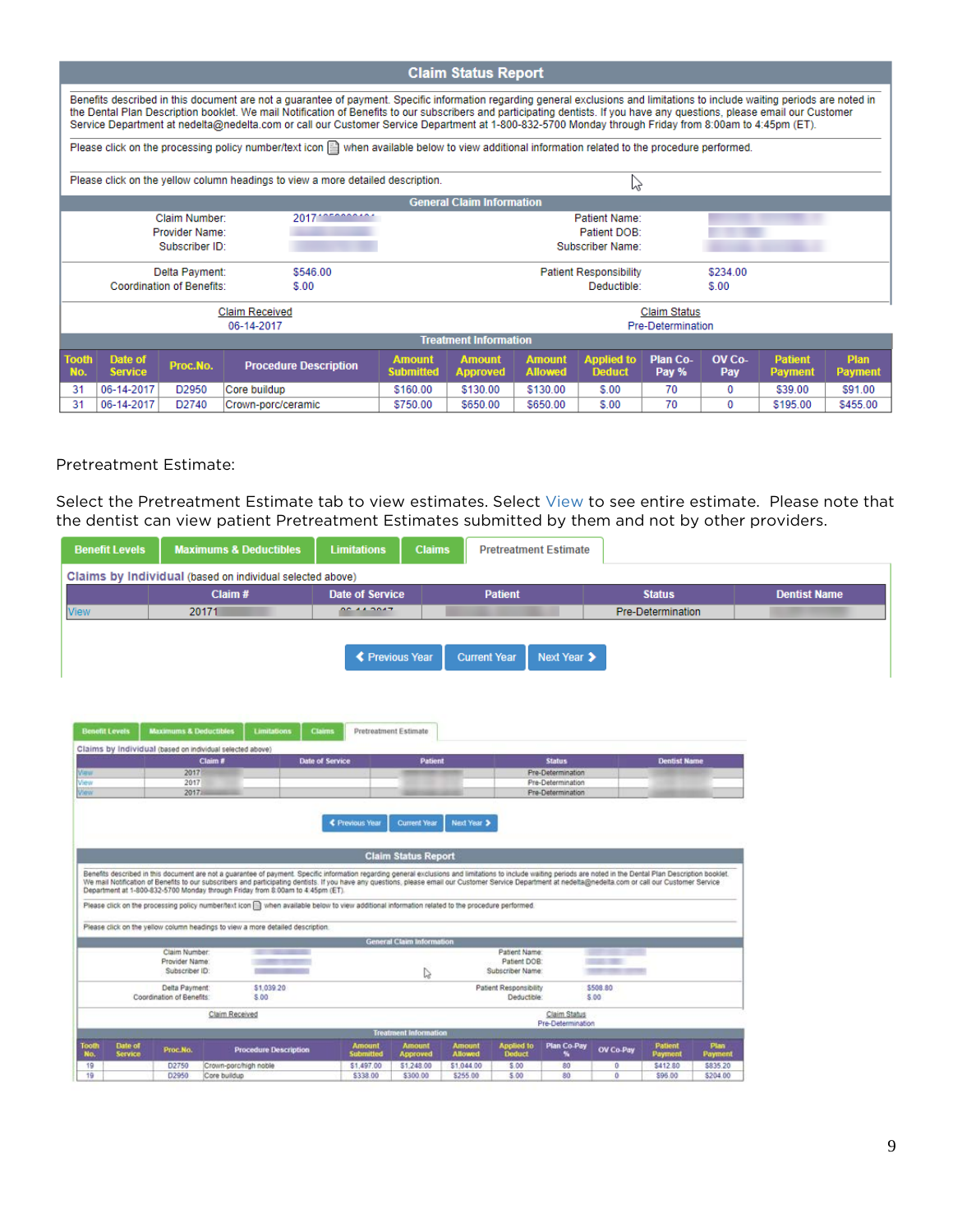## Claim Status Report

Benefits described in this document are not a guarantee of payment. Specific information regarding general exclusions and limitations to include waiting periods are noted in the Dental Plan Description booklet. We mail Notification of Benefits to our subscribers and participating dentists. If you have any questions, please email our Customer Service Department at nedelta@nedelta.com or call our Customer Service Department at 1-800-832-5700 Monday through Friday from 8:00am to 4:45pm (ET).

Please click on the processing policy number/text icon when available below to view additional information related to the procedure performed.

Please click on the yellow column headings to view a more detailed description.

**General Claim Information**

| | | | |
|---|---|---|---|
| Claim Number: | 2017 | Patient Name: | |
| Provider Name: | | Patient DOB: | |
| Subscriber ID: | | Subscriber Name: | |
| Delta Payment: | $546.00 | Patient Responsibility | $234.00 |
| Coordination of Benefits: | $.00 | Deductible: | $.00 |

| Claim Received | Claim Status |
|---|---|
| 06-14-2017 | Pre-Determination |

**Treatment Information**

| Tooth No. | Date of Service | Proc.No. | Procedure Description | Amount Submitted | Amount Approved | Amount Allowed | Applied to Deduct | Plan Co-Pay % | OV Co-Pay | Patient Payment | Plan Payment |
|---|---|---|---|---|---|---|---|---|---|---|---|
| 31 | 06-14-2017 | D2950 | Core buildup | $160.00 | $130.00 | $130.00 | $.00 | 70 | 0 | $39.00 | $91.00 |
| 31 | 06-14-2017 | D2740 | Crown-porc/ceramic | $750.00 | $650.00 | $650.00 | $.00 | 70 | 0 | $195.00 | $455.00 |

Pretreatment Estimate:

Select the Pretreatment Estimate tab to view estimates. Select View to see entire estimate. Please note that the dentist can view patient Pretreatment Estimates submitted by them and not by other providers.

Benefit Levels | Maximums & Deductibles | Limitations | Claims | Pretreatment Estimate

**Claims by Individual** (based on individual selected above)

| | Claim # | Date of Service | Patient | Status | Dentist Name |
|---|---|---|---|---|---|
| View | 20171 | 06-14-2017 | | Pre-Determination | |

Previous Year | Current Year | Next Year

Benefit Levels | Maximums & Deductibles | Limitations | Claims | Pretreatment Estimate

**Claims by Individual** (based on individual selected above)

| | Claim # | Date of Service | Patient | Status | Dentist Name |
|---|---|---|---|---|---|
| View | 2017 | | | Pre-Determination | |
| View | 2017 | | | Pre-Determination | |
| View | 2017 | | | Pre-Determination | |

Previous Year | Current Year | Next Year

## Claim Status Report

Benefits described in this document are not a guarantee of payment. Specific information regarding general exclusions and limitations to include waiting periods are noted in the Dental Plan Description booklet. We mail Notification of Benefits to our subscribers and participating dentists. If you have any questions, please email our Customer Service Department at nedelta@nedelta.com or call our Customer Service Department at 1-800-832-5700 Monday through Friday from 8:00am to 4:45pm (ET).

Please click on the processing policy number/text icon when available below to view additional information related to the procedure performed.

Please click on the yellow column headings to view a more detailed description.

**General Claim Information**

| | | | |
|---|---|---|---|
| Claim Number: | | Patient Name: | |
| Provider Name: | | Patient DOB: | |
| Subscriber ID: | | Subscriber Name: | |
| Delta Payment: | $1,039.20 | Patient Responsibility | $508.80 |
| Coordination of Benefits: | $.00 | Deductible: | $.00 |

| Claim Received | Claim Status |
|---|---|
| | Pre-Determination |

**Treatment Information**

| Tooth No. | Date of Service | Proc.No. | Procedure Description | Amount Submitted | Amount Approved | Amount Allowed | Applied to Deduct | Plan Co-Pay % | OV Co-Pay | Patient Payment | Plan Payment |
|---|---|---|---|---|---|---|---|---|---|---|---|
| 19 | | D2750 | Crown-porc/high noble | $1,497.00 | $1,248.00 | $1,044.00 | $.00 | 80 | 0 | $412.80 | $835.20 |
| 19 | | D2950 | Core buildup | $338.00 | $300.00 | $255.00 | $.00 | 80 | 0 | $96.00 | $204.00 |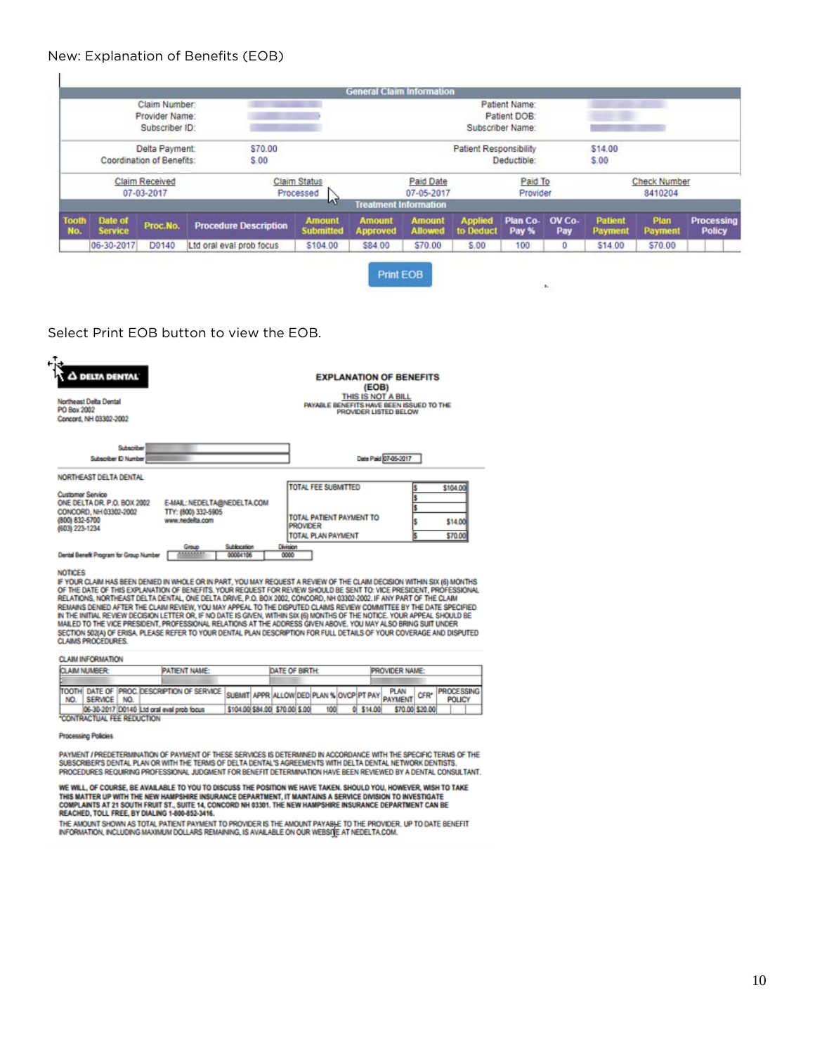New: Explanation of Benefits (EOB)

**General Claim Information**

| | | | |
|---|---|---|---|
| Claim Number: | | Patient Name: | |
| Provider Name: | | Patient DOB: | |
| Subscriber ID: | | Subscriber Name: | |
| Delta Payment: | $70.00 | Patient Responsibility | $14.00 |
| Coordination of Benefits: | $.00 | Deductible: | $.00 |

| Claim Received | Claim Status | Paid Date | Paid To | Check Number |
|---|---|---|---|---|
| 07-03-2017 | Processed | 07-05-2017 | Provider | 8410204 |

**Treatment Information**

| Tooth No. | Date of Service | Proc.No. | Procedure Description | Amount Submitted | Amount Approved | Amount Allowed | Applied to Deduct | Plan Co-Pay % | OV Co-Pay | Patient Payment | Plan Payment | Processing Policy |
|---|---|---|---|---|---|---|---|---|---|---|---|---|
| | 06-30-2017 | D0140 | Ltd oral eval prob focus | $104.00 | $84.00 | $70.00 | $.00 | 100 | 0 | $14.00 | $70.00 | |

Print EOB

Select Print EOB button to view the EOB.

DELTA DENTAL

Northeast Delta Dental
PO Box 2002
Concord, NH 03302-2002

**EXPLANATION OF BENEFITS (EOB)**
THIS IS NOT A BILL
PAYABLE BENEFITS HAVE BEEN ISSUED TO THE PROVIDER LISTED BELOW

Subscriber
Subscriber ID Number

Date Paid 07-05-2017

NORTHEAST DELTA DENTAL

Customer Service
ONE DELTA DR. P.O. BOX 2002
CONCORD, NH 03302-2002
(800) 832-5700
(603) 223-1234

E-MAIL: NEDELTA@NEDELTA.COM
TTY: (800) 332-5905
www.nedelta.com

| | | |
|---|---|---|
| TOTAL FEE SUBMITTED | $ | $104.00 |
| | $ | |
| | $ | |
| TOTAL PATIENT PAYMENT TO PROVIDER | $ | $14.00 |
| TOTAL PLAN PAYMENT | $ | $70.00 |

Dental Benefit Program for Group Number

| Group | Sublocation | Division |
|---|---|---|
| | 00004106 | 0000 |

NOTICES

IF YOUR CLAIM HAS BEEN DENIED IN WHOLE OR IN PART, YOU MAY REQUEST A REVIEW OF THE CLAIM DECISION WITHIN SIX (6) MONTHS OF THE DATE OF THIS EXPLANATION OF BENEFITS. YOUR REQUEST FOR REVIEW SHOULD BE SENT TO: VICE PRESIDENT, PROFESSIONAL RELATIONS, NORTHEAST DELTA DENTAL, ONE DELTA DRIVE, P.O. BOX 2002, CONCORD, NH 03302-2002. IF ANY PART OF THE CLAIM REMAINS DENIED AFTER THE CLAIM REVIEW, YOU MAY APPEAL TO THE DISPUTED CLAIMS REVIEW COMMITTEE BY THE DATE SPECIFIED IN THE INITIAL REVIEW DECISION LETTER OR, IF NO DATE IS GIVEN, WITHIN SIX (6) MONTHS OF THE NOTICE. YOUR APPEAL SHOULD BE MAILED TO THE VICE PRESIDENT, PROFESSIONAL RELATIONS AT THE ADDRESS GIVEN ABOVE. YOU MAY ALSO BRING SUIT UNDER SECTION 502(A) OF ERISA. PLEASE REFER TO YOUR DENTAL PLAN DESCRIPTION FOR FULL DETAILS OF YOUR COVERAGE AND DISPUTED CLAIMS PROCEDURES.

CLAIM INFORMATION

| CLAIM NUMBER: | PATIENT NAME: | DATE OF BIRTH: | PROVIDER NAME: |
|---|---|---|---|
| | | | |

| TOOTH NO. | DATE OF SERVICE | PROC. NO. | DESCRIPTION OF SERVICE | SUBMIT | APPR | ALLOW | DED | PLAN % | OVCP | PT PAY | PLAN PAYMENT | CFR* | PROCESSING POLICY |
|---|---|---|---|---|---|---|---|---|---|---|---|---|---|
| | 06-30-2017 | D0140 | Ltd oral eval prob focus | $104.00 | $84.00 | $70.00 | $.00 | 100 | 0 | $14.00 | $70.00 | $20.00 | |

*CONTRACTUAL FEE REDUCTION

Processing Policies

PAYMENT / PREDETERMINATION OF PAYMENT OF THESE SERVICES IS DETERMINED IN ACCORDANCE WITH THE SPECIFIC TERMS OF THE SUBSCRIBER'S DENTAL PLAN OR WITH THE TERMS OF DELTA DENTAL'S AGREEMENTS WITH DELTA DENTAL NETWORK DENTISTS. PROCEDURES REQUIRING PROFESSIONAL JUDGMENT FOR BENEFIT DETERMINATION HAVE BEEN REVIEWED BY A DENTAL CONSULTANT.

**WE WILL, OF COURSE, BE AVAILABLE TO YOU TO DISCUSS THE POSITION WE HAVE TAKEN. SHOULD YOU, HOWEVER, WISH TO TAKE THIS MATTER UP WITH THE NEW HAMPSHIRE INSURANCE DEPARTMENT, IT MAINTAINS A SERVICE DIVISION TO INVESTIGATE COMPLAINTS AT 21 SOUTH FRUIT ST., SUITE 14, CONCORD NH 03301. THE NEW HAMPSHIRE INSURANCE DEPARTMENT CAN BE REACHED, TOLL FREE, BY DIALING 1-800-852-3416.**

THE AMOUNT SHOWN AS TOTAL PATIENT PAYMENT TO PROVIDER IS THE AMOUNT PAYABLE TO THE PROVIDER. UP TO DATE BENEFIT INFORMATION, INCLUDING MAXIMUM DOLLARS REMAINING, IS AVAILABLE ON OUR WEBSITE AT NEDELTA.COM.